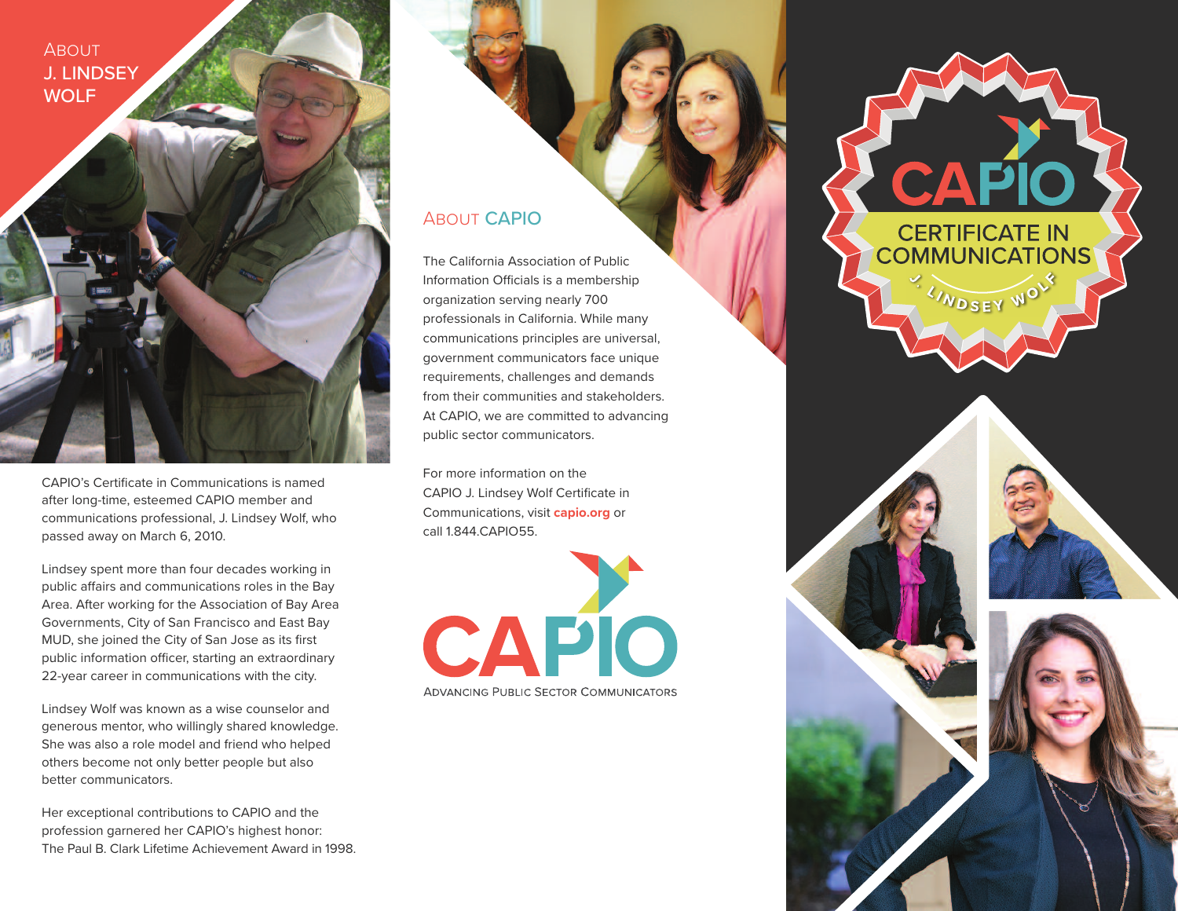## About J. Lindsey Wolf

CAPIO's Certificate in Communications is named after long-time, esteemed CAPIO member and communications professional, J. Lindsey Wolf, who passed away on March 6, 2010.

Lindsey spent more than four decades working in public affairs and communications roles in the Bay Area. After working for the Association of Bay Area Governments, City of San Francisco and East Bay MUD, she joined the City of San Jose as its first public information officer, starting an extraordinary 22-year career in communications with the city.

Lindsey Wolf was known as a wise counselor and generous mentor, who willingly shared knowledge. She was also a role model and friend who helped others become not only better people but also better communicators.

Her exceptional contributions to CAPIO and the profession garnered her CAPIO's highest honor: The Paul B. Clark Lifetime Achievement Award in 1998.

## About CAPIO

The California Association of Public Information Officials is a membership organization serving nearly 700 professionals in California. While many communications principles are universal, government communicators face unique requirements, challenges and demands from their communities and stakeholders. At CAPIO, we are committed to advancing public sector communicators.

For more information on the CAPIO J. Lindsey Wolf Certificate in Communications, visit **capio.org** or call 1.844.CAPIO55.

CAPIO

Advancing Public Sector Communicators

CAPIO

CERTIFICATE IN COMMUNICATIONS

J. LINDSEY WOLF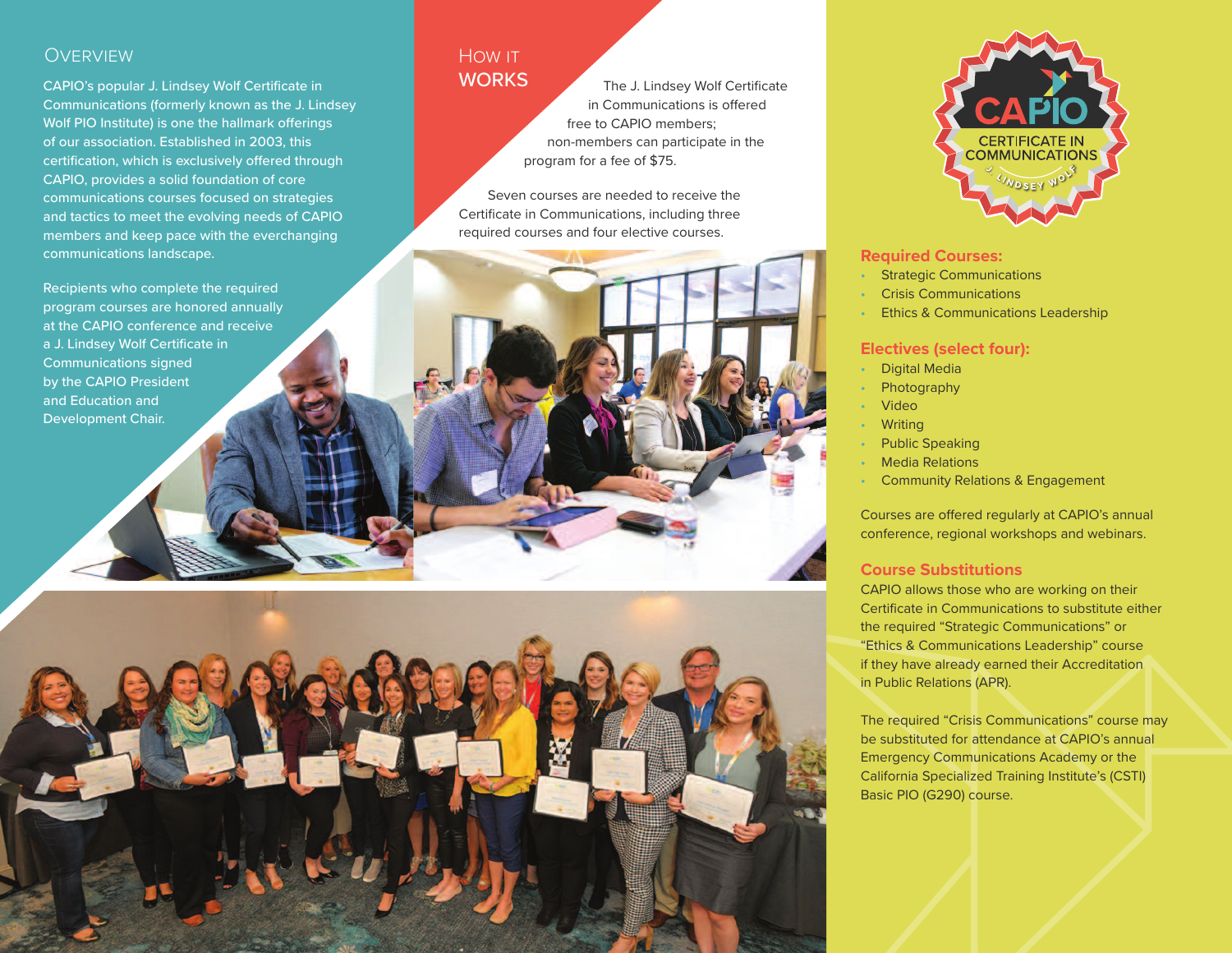## Overview

CAPIO's popular J. Lindsey Wolf Certificate in Communications (formerly known as the J. Lindsey Wolf PIO Institute) is one the hallmark offerings of our association. Established in 2003, this certification, which is exclusively offered through CAPIO, provides a solid foundation of core communications courses focused on strategies and tactics to meet the evolving needs of CAPIO members and keep pace with the everchanging communications landscape.

Recipients who complete the required program courses are honored annually at the CAPIO conference and receive a J. Lindsey Wolf Certificate in Communications signed by the CAPIO President and Education and Development Chair.

## How it Works

The J. Lindsey Wolf Certificate in Communications is offered free to CAPIO members; non-members can participate in the program for a fee of $75.

Seven courses are needed to receive the Certificate in Communications, including three required courses and four elective courses.

CAPIO
CERTIFICATE IN COMMUNICATIONS
J. LINDSEY WOLF

### Required Courses:

- Strategic Communications
- Crisis Communications
- Ethics & Communications Leadership

### Electives (select four):

- Digital Media
- Photography
- Video
- Writing
- Public Speaking
- Media Relations
- Community Relations & Engagement

Courses are offered regularly at CAPIO's annual conference, regional workshops and webinars.

### Course Substitutions

CAPIO allows those who are working on their Certificate in Communications to substitute either the required "Strategic Communications" or "Ethics & Communications Leadership" course if they have already earned their Accreditation in Public Relations (APR).

The required "Crisis Communications" course may be substituted for attendance at CAPIO's annual Emergency Communications Academy or the California Specialized Training Institute's (CSTI) Basic PIO (G290) course.